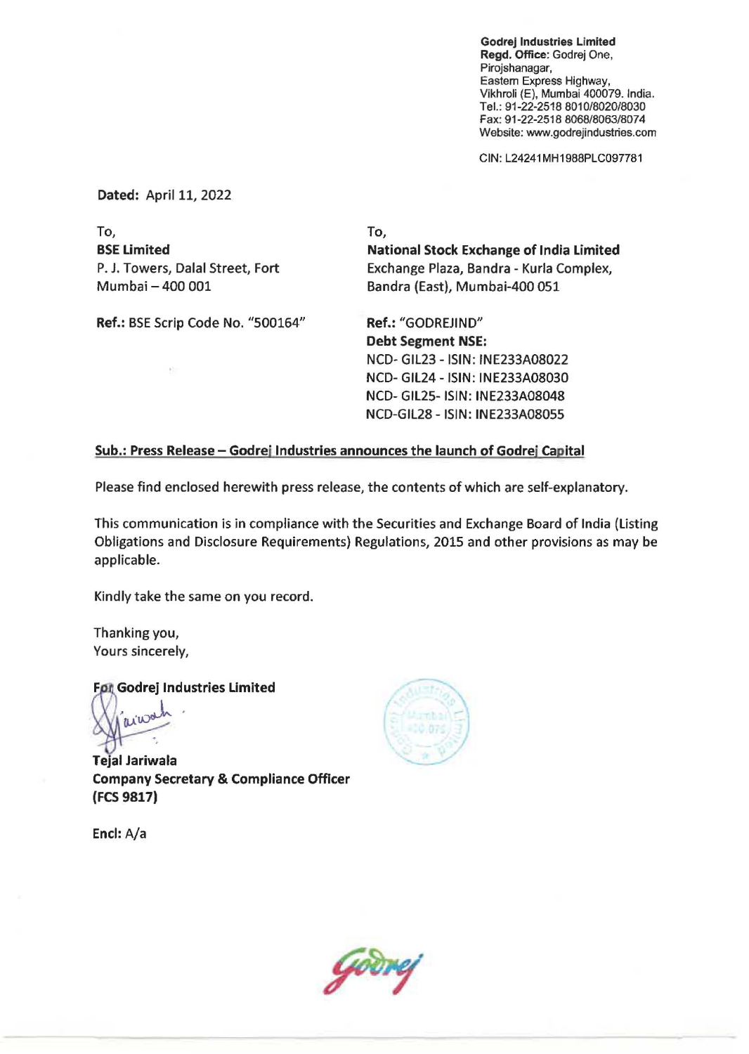**Godrej Industries Limited**
**Regd. Office:** Godrej One,
Pirojshanagar,
Eastern Express Highway,
Vikhroli (E), Mumbai 400079. India.
Tel.: 91-22-2518 8010/8020/8030
Fax: 91-22-2518 8068/8063/8074
Website: www.godrejindustries.com

CIN: L24241MH1988PLC097781

**Dated:** April 11, 2022

To,
**BSE Limited**
P. J. Towers, Dalal Street, Fort
Mumbai – 400 001

**Ref.:** BSE Scrip Code No. "500164"

To,
**National Stock Exchange of India Limited**
Exchange Plaza, Bandra - Kurla Complex,
Bandra (East), Mumbai-400 051

**Ref.:** "GODREJIND"
**Debt Segment NSE:**
NCD- GIL23 - ISIN: INE233A08022
NCD- GIL24 - ISIN: INE233A08030
NCD- GIL25- ISIN: INE233A08048
NCD-GIL28 - ISIN: INE233A08055

**Sub.: Press Release – Godrej Industries announces the launch of Godrej Capital**

Please find enclosed herewith press release, the contents of which are self-explanatory.

This communication is in compliance with the Securities and Exchange Board of India (Listing Obligations and Disclosure Requirements) Regulations, 2015 and other provisions as may be applicable.

Kindly take the same on you record.

Thanking you,
Yours sincerely,

**For Godrej Industries Limited**

**Tejal Jariwala**
**Company Secretary & Compliance Officer**
**(FCS 9817)**

**Encl:** A/a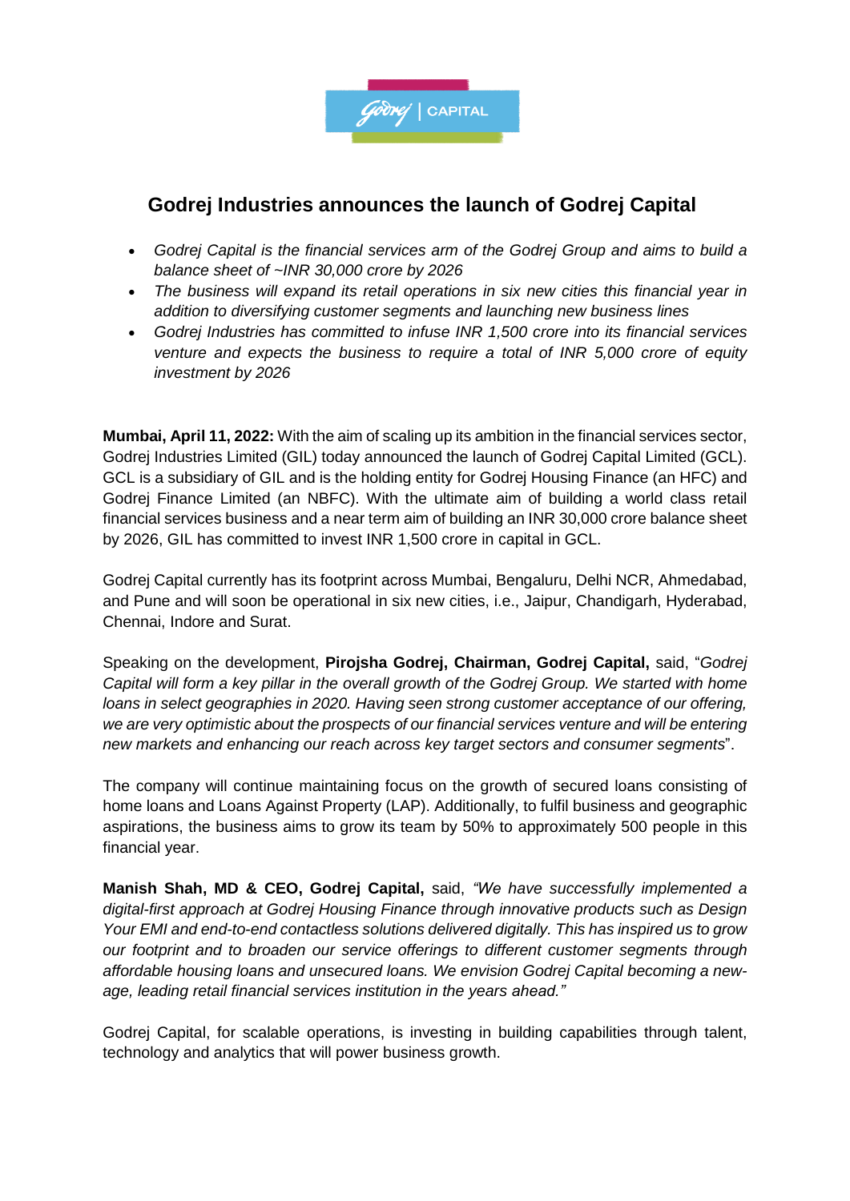# Godrej Industries announces the launch of Godrej Capital

- *Godrej Capital is the financial services arm of the Godrej Group and aims to build a balance sheet of ~INR 30,000 crore by 2026*
- *The business will expand its retail operations in six new cities this financial year in addition to diversifying customer segments and launching new business lines*
- *Godrej Industries has committed to infuse INR 1,500 crore into its financial services venture and expects the business to require a total of INR 5,000 crore of equity investment by 2026*

**Mumbai, April 11, 2022:** With the aim of scaling up its ambition in the financial services sector, Godrej Industries Limited (GIL) today announced the launch of Godrej Capital Limited (GCL). GCL is a subsidiary of GIL and is the holding entity for Godrej Housing Finance (an HFC) and Godrej Finance Limited (an NBFC). With the ultimate aim of building a world class retail financial services business and a near term aim of building an INR 30,000 crore balance sheet by 2026, GIL has committed to invest INR 1,500 crore in capital in GCL.

Godrej Capital currently has its footprint across Mumbai, Bengaluru, Delhi NCR, Ahmedabad, and Pune and will soon be operational in six new cities, i.e., Jaipur, Chandigarh, Hyderabad, Chennai, Indore and Surat.

Speaking on the development, **Pirojsha Godrej, Chairman, Godrej Capital,** said, "*Godrej Capital will form a key pillar in the overall growth of the Godrej Group. We started with home loans in select geographies in 2020. Having seen strong customer acceptance of our offering, we are very optimistic about the prospects of our financial services venture and will be entering new markets and enhancing our reach across key target sectors and consumer segments*".

The company will continue maintaining focus on the growth of secured loans consisting of home loans and Loans Against Property (LAP). Additionally, to fulfil business and geographic aspirations, the business aims to grow its team by 50% to approximately 500 people in this financial year.

**Manish Shah, MD & CEO, Godrej Capital,** said, *"We have successfully implemented a digital-first approach at Godrej Housing Finance through innovative products such as Design Your EMI and end-to-end contactless solutions delivered digitally. This has inspired us to grow our footprint and to broaden our service offerings to different customer segments through affordable housing loans and unsecured loans. We envision Godrej Capital becoming a new-age, leading retail financial services institution in the years ahead."*

Godrej Capital, for scalable operations, is investing in building capabilities through talent, technology and analytics that will power business growth.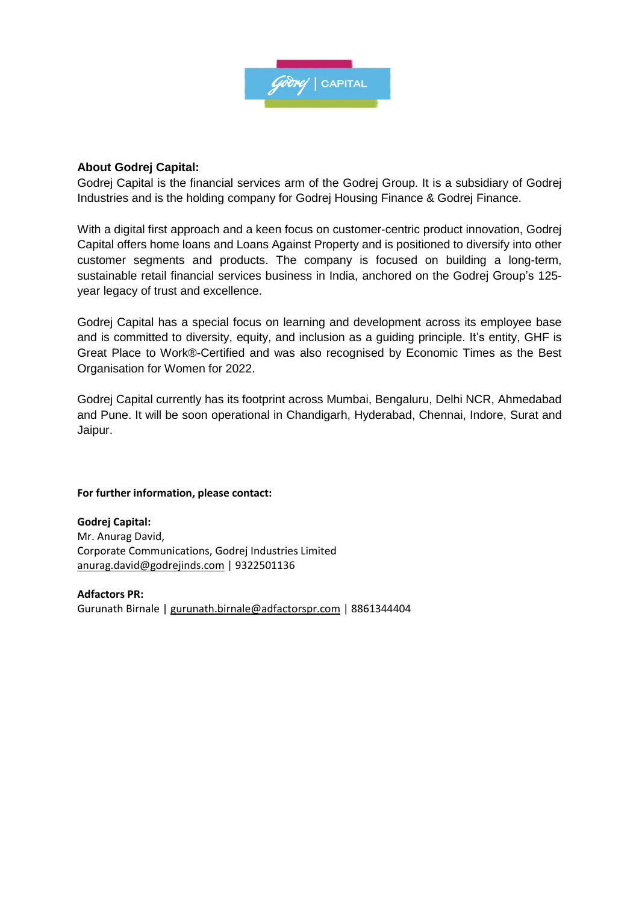**About Godrej Capital:**

Godrej Capital is the financial services arm of the Godrej Group. It is a subsidiary of Godrej Industries and is the holding company for Godrej Housing Finance & Godrej Finance.

With a digital first approach and a keen focus on customer-centric product innovation, Godrej Capital offers home loans and Loans Against Property and is positioned to diversify into other customer segments and products. The company is focused on building a long-term, sustainable retail financial services business in India, anchored on the Godrej Group's 125-year legacy of trust and excellence.

Godrej Capital has a special focus on learning and development across its employee base and is committed to diversity, equity, and inclusion as a guiding principle. It's entity, GHF is Great Place to Work®-Certified and was also recognised by Economic Times as the Best Organisation for Women for 2022.

Godrej Capital currently has its footprint across Mumbai, Bengaluru, Delhi NCR, Ahmedabad and Pune. It will be soon operational in Chandigarh, Hyderabad, Chennai, Indore, Surat and Jaipur.

**For further information, please contact:**

**Godrej Capital:**
Mr. Anurag David,
Corporate Communications, Godrej Industries Limited
anurag.david@godrejinds.com | 9322501136

**Adfactors PR:**
Gurunath Birnale | gurunath.birnale@adfactorspr.com | 8861344404